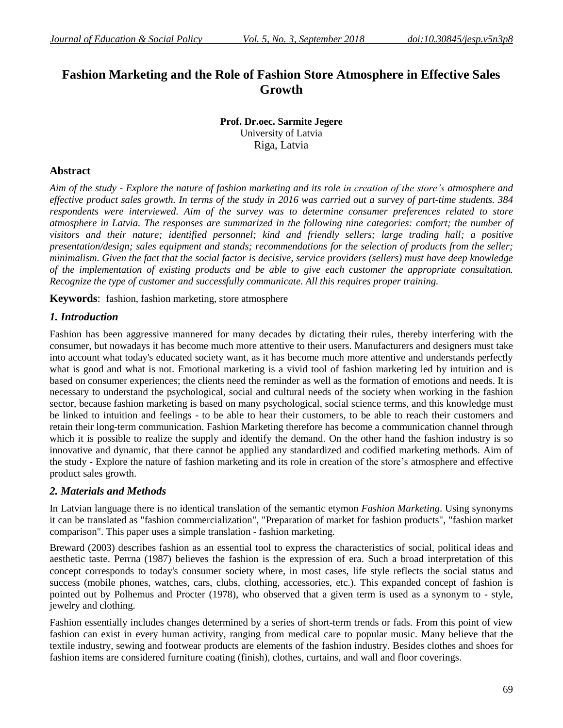# Fashion Marketing and the Role of Fashion Store Atmosphere in Effective Sales Growth

**Prof. Dr.oec. Sarmite Jegere**
University of Latvia
Riga, Latvia

## Abstract

*Aim of the study - Explore the nature of fashion marketing and its role in creation of the store's atmosphere and effective product sales growth. In terms of the study in 2016 was carried out a survey of part-time students. 384 respondents were interviewed. Aim of the survey was to determine consumer preferences related to store atmosphere in Latvia. The responses are summarized in the following nine categories: comfort; the number of visitors and their nature; identified personnel; kind and friendly sellers; large trading hall; a positive presentation/design; sales equipment and stands; recommendations for the selection of products from the seller; minimalism. Given the fact that the social factor is decisive, service providers (sellers) must have deep knowledge of the implementation of existing products and be able to give each customer the appropriate consultation. Recognize the type of customer and successfully communicate. All this requires proper training.*

**Keywords**: fashion, fashion marketing, store atmosphere

## *1. Introduction*

Fashion has been aggressive mannered for many decades by dictating their rules, thereby interfering with the consumer, but nowadays it has become much more attentive to their users. Manufacturers and designers must take into account what today's educated society want, as it has become much more attentive and understands perfectly what is good and what is not. Emotional marketing is a vivid tool of fashion marketing led by intuition and is based on consumer experiences; the clients need the reminder as well as the formation of emotions and needs. It is necessary to understand the psychological, social and cultural needs of the society when working in the fashion sector, because fashion marketing is based on many psychological, social science terms, and this knowledge must be linked to intuition and feelings - to be able to hear their customers, to be able to reach their customers and retain their long-term communication. Fashion Marketing therefore has become a communication channel through which it is possible to realize the supply and identify the demand. On the other hand the fashion industry is so innovative and dynamic, that there cannot be applied any standardized and codified marketing methods. Aim of the study - Explore the nature of fashion marketing and its role in creation of the store's atmosphere and effective product sales growth.

## *2. Materials and Methods*

In Latvian language there is no identical translation of the semantic etymon *Fashion Marketing*. Using synonyms it can be translated as "fashion commercialization", "Preparation of market for fashion products", "fashion market comparison". This paper uses a simple translation - fashion marketing.

Breward (2003) describes fashion as an essential tool to express the characteristics of social, political ideas and aesthetic taste. Perrna (1987) believes the fashion is the expression of era. Such a broad interpretation of this concept corresponds to today's consumer society where, in most cases, life style reflects the social status and success (mobile phones, watches, cars, clubs, clothing, accessories, etc.). This expanded concept of fashion is pointed out by Polhemus and Procter (1978), who observed that a given term is used as a synonym to - style, jewelry and clothing.

Fashion essentially includes changes determined by a series of short-term trends or fads. From this point of view fashion can exist in every human activity, ranging from medical care to popular music. Many believe that the textile industry, sewing and footwear products are elements of the fashion industry. Besides clothes and shoes for fashion items are considered furniture coating (finish), clothes, curtains, and wall and floor coverings.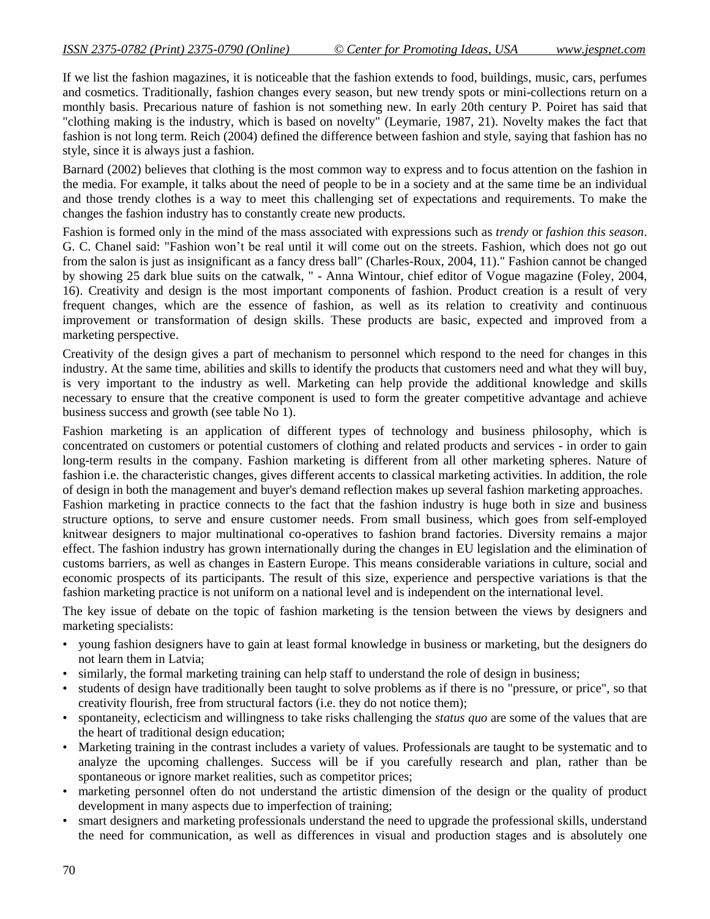If we list the fashion magazines, it is noticeable that the fashion extends to food, buildings, music, cars, perfumes and cosmetics. Traditionally, fashion changes every season, but new trendy spots or mini-collections return on a monthly basis. Precarious nature of fashion is not something new. In early 20th century P. Poiret has said that "clothing making is the industry, which is based on novelty" (Leymarie, 1987, 21). Novelty makes the fact that fashion is not long term. Reich (2004) defined the difference between fashion and style, saying that fashion has no style, since it is always just a fashion.

Barnard (2002) believes that clothing is the most common way to express and to focus attention on the fashion in the media. For example, it talks about the need of people to be in a society and at the same time be an individual and those trendy clothes is a way to meet this challenging set of expectations and requirements. To make the changes the fashion industry has to constantly create new products.

Fashion is formed only in the mind of the mass associated with expressions such as *trendy* or *fashion this season*. G. C. Chanel said: "Fashion won't be real until it will come out on the streets. Fashion, which does not go out from the salon is just as insignificant as a fancy dress ball" (Charles-Roux, 2004, 11)." Fashion cannot be changed by showing 25 dark blue suits on the catwalk, " - Anna Wintour, chief editor of Vogue magazine (Foley, 2004, 16). Creativity and design is the most important components of fashion. Product creation is a result of very frequent changes, which are the essence of fashion, as well as its relation to creativity and continuous improvement or transformation of design skills. These products are basic, expected and improved from a marketing perspective.

Creativity of the design gives a part of mechanism to personnel which respond to the need for changes in this industry. At the same time, abilities and skills to identify the products that customers need and what they will buy, is very important to the industry as well. Marketing can help provide the additional knowledge and skills necessary to ensure that the creative component is used to form the greater competitive advantage and achieve business success and growth (see table No 1).

Fashion marketing is an application of different types of technology and business philosophy, which is concentrated on customers or potential customers of clothing and related products and services - in order to gain long-term results in the company. Fashion marketing is different from all other marketing spheres. Nature of fashion i.e. the characteristic changes, gives different accents to classical marketing activities. In addition, the role of design in both the management and buyer's demand reflection makes up several fashion marketing approaches.

Fashion marketing in practice connects to the fact that the fashion industry is huge both in size and business structure options, to serve and ensure customer needs. From small business, which goes from self-employed knitwear designers to major multinational co-operatives to fashion brand factories. Diversity remains a major effect. The fashion industry has grown internationally during the changes in EU legislation and the elimination of customs barriers, as well as changes in Eastern Europe. This means considerable variations in culture, social and economic prospects of its participants. The result of this size, experience and perspective variations is that the fashion marketing practice is not uniform on a national level and is independent on the international level.

The key issue of debate on the topic of fashion marketing is the tension between the views by designers and marketing specialists:

- young fashion designers have to gain at least formal knowledge in business or marketing, but the designers do not learn them in Latvia;
- similarly, the formal marketing training can help staff to understand the role of design in business;
- students of design have traditionally been taught to solve problems as if there is no "pressure, or price", so that creativity flourish, free from structural factors (i.e. they do not notice them);
- spontaneity, eclecticism and willingness to take risks challenging the *status quo* are some of the values that are the heart of traditional design education;
- Marketing training in the contrast includes a variety of values. Professionals are taught to be systematic and to analyze the upcoming challenges. Success will be if you carefully research and plan, rather than be spontaneous or ignore market realities, such as competitor prices;
- marketing personnel often do not understand the artistic dimension of the design or the quality of product development in many aspects due to imperfection of training;
- smart designers and marketing professionals understand the need to upgrade the professional skills, understand the need for communication, as well as differences in visual and production stages and is absolutely one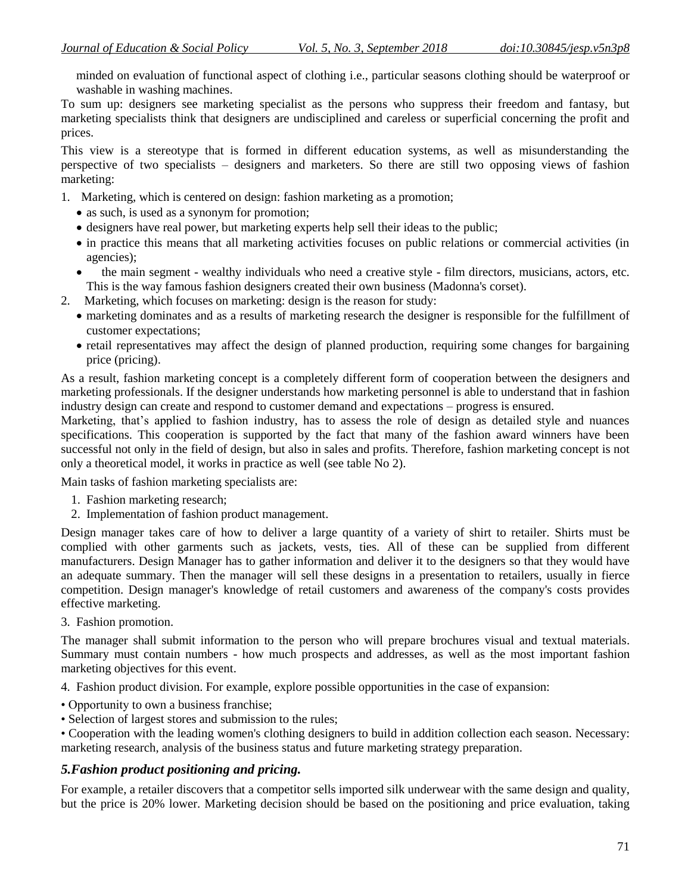minded on evaluation of functional aspect of clothing i.e., particular seasons clothing should be waterproof or washable in washing machines.

To sum up: designers see marketing specialist as the persons who suppress their freedom and fantasy, but marketing specialists think that designers are undisciplined and careless or superficial concerning the profit and prices.

This view is a stereotype that is formed in different education systems, as well as misunderstanding the perspective of two specialists – designers and marketers. So there are still two opposing views of fashion marketing:

1. Marketing, which is centered on design: fashion marketing as a promotion;
   - as such, is used as a synonym for promotion;
   - designers have real power, but marketing experts help sell their ideas to the public;
   - in practice this means that all marketing activities focuses on public relations or commercial activities (in agencies);
   - the main segment - wealthy individuals who need a creative style - film directors, musicians, actors, etc. This is the way famous fashion designers created their own business (Madonna's corset).
2. Marketing, which focuses on marketing: design is the reason for study:
   - marketing dominates and as a results of marketing research the designer is responsible for the fulfillment of customer expectations;
   - retail representatives may affect the design of planned production, requiring some changes for bargaining price (pricing).

As a result, fashion marketing concept is a completely different form of cooperation between the designers and marketing professionals. If the designer understands how marketing personnel is able to understand that in fashion industry design can create and respond to customer demand and expectations – progress is ensured.

Marketing, that's applied to fashion industry, has to assess the role of design as detailed style and nuances specifications. This cooperation is supported by the fact that many of the fashion award winners have been successful not only in the field of design, but also in sales and profits. Therefore, fashion marketing concept is not only a theoretical model, it works in practice as well (see table No 2).

Main tasks of fashion marketing specialists are:

1. Fashion marketing research;
2. Implementation of fashion product management.

Design manager takes care of how to deliver a large quantity of a variety of shirt to retailer. Shirts must be complied with other garments such as jackets, vests, ties. All of these can be supplied from different manufacturers. Design Manager has to gather information and deliver it to the designers so that they would have an adequate summary. Then the manager will sell these designs in a presentation to retailers, usually in fierce competition. Design manager's knowledge of retail customers and awareness of the company's costs provides effective marketing.

3. Fashion promotion.

The manager shall submit information to the person who will prepare brochures visual and textual materials. Summary must contain numbers - how much prospects and addresses, as well as the most important fashion marketing objectives for this event.

4. Fashion product division. For example, explore possible opportunities in the case of expansion:

- Opportunity to own a business franchise;
- Selection of largest stores and submission to the rules;
- Cooperation with the leading women's clothing designers to build in addition collection each season. Necessary: marketing research, analysis of the business status and future marketing strategy preparation.

### *5.Fashion product positioning and pricing.*

For example, a retailer discovers that a competitor sells imported silk underwear with the same design and quality, but the price is 20% lower. Marketing decision should be based on the positioning and price evaluation, taking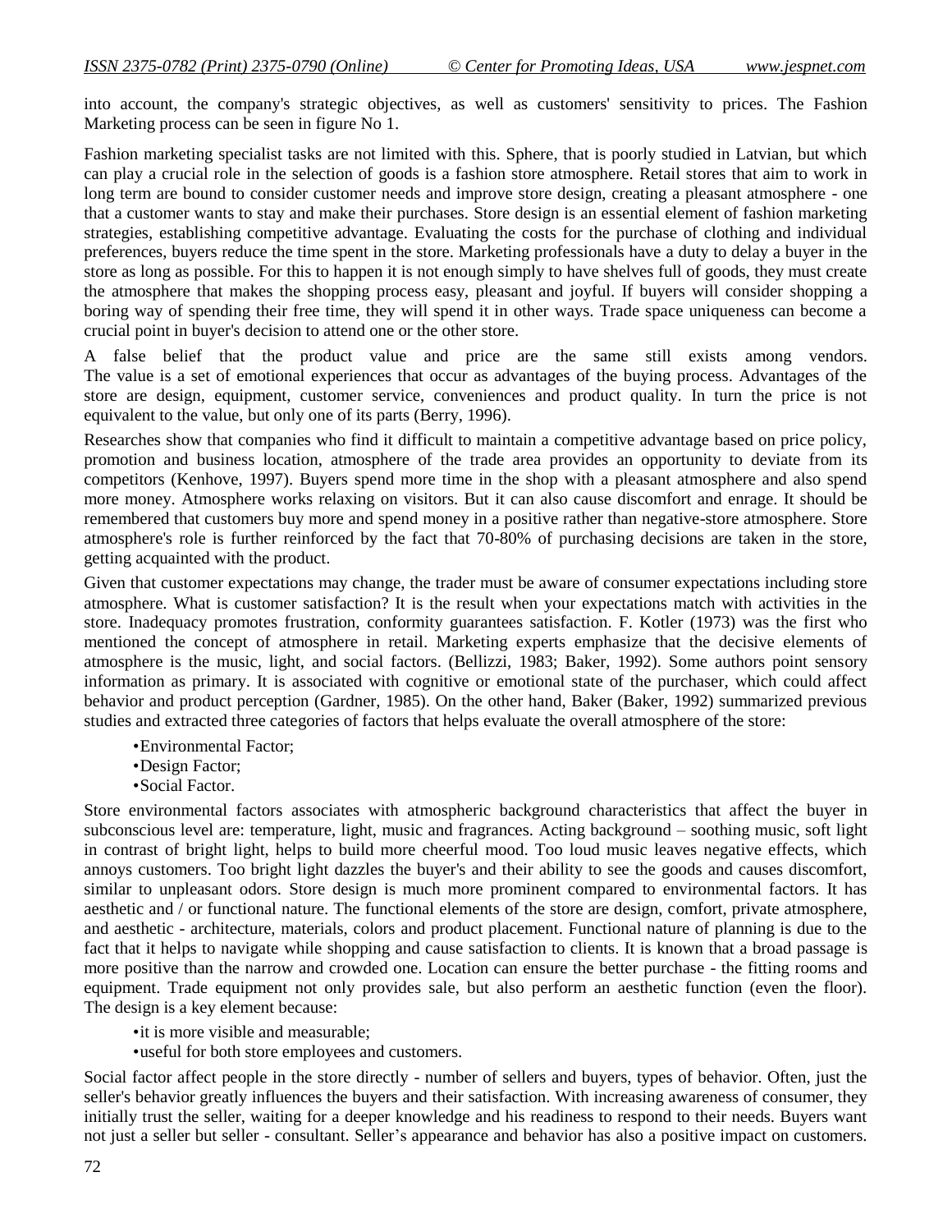into account, the company's strategic objectives, as well as customers' sensitivity to prices. The Fashion Marketing process can be seen in figure No 1.

Fashion marketing specialist tasks are not limited with this. Sphere, that is poorly studied in Latvian, but which can play a crucial role in the selection of goods is a fashion store atmosphere. Retail stores that aim to work in long term are bound to consider customer needs and improve store design, creating a pleasant atmosphere - one that a customer wants to stay and make their purchases. Store design is an essential element of fashion marketing strategies, establishing competitive advantage. Evaluating the costs for the purchase of clothing and individual preferences, buyers reduce the time spent in the store. Marketing professionals have a duty to delay a buyer in the store as long as possible. For this to happen it is not enough simply to have shelves full of goods, they must create the atmosphere that makes the shopping process easy, pleasant and joyful. If buyers will consider shopping a boring way of spending their free time, they will spend it in other ways. Trade space uniqueness can become a crucial point in buyer's decision to attend one or the other store.

A false belief that the product value and price are the same still exists among vendors. The value is a set of emotional experiences that occur as advantages of the buying process. Advantages of the store are design, equipment, customer service, conveniences and product quality. In turn the price is not equivalent to the value, but only one of its parts (Berry, 1996).

Researches show that companies who find it difficult to maintain a competitive advantage based on price policy, promotion and business location, atmosphere of the trade area provides an opportunity to deviate from its competitors (Kenhove, 1997). Buyers spend more time in the shop with a pleasant atmosphere and also spend more money. Atmosphere works relaxing on visitors. But it can also cause discomfort and enrage. It should be remembered that customers buy more and spend money in a positive rather than negative-store atmosphere. Store atmosphere's role is further reinforced by the fact that 70-80% of purchasing decisions are taken in the store, getting acquainted with the product.

Given that customer expectations may change, the trader must be aware of consumer expectations including store atmosphere. What is customer satisfaction? It is the result when your expectations match with activities in the store. Inadequacy promotes frustration, conformity guarantees satisfaction. F. Kotler (1973) was the first who mentioned the concept of atmosphere in retail. Marketing experts emphasize that the decisive elements of atmosphere is the music, light, and social factors. (Bellizzi, 1983; Baker, 1992). Some authors point sensory information as primary. It is associated with cognitive or emotional state of the purchaser, which could affect behavior and product perception (Gardner, 1985). On the other hand, Baker (Baker, 1992) summarized previous studies and extracted three categories of factors that helps evaluate the overall atmosphere of the store:

- Environmental Factor;
- Design Factor;
- Social Factor.

Store environmental factors associates with atmospheric background characteristics that affect the buyer in subconscious level are: temperature, light, music and fragrances. Acting background – soothing music, soft light in contrast of bright light, helps to build more cheerful mood. Too loud music leaves negative effects, which annoys customers. Too bright light dazzles the buyer's and their ability to see the goods and causes discomfort, similar to unpleasant odors. Store design is much more prominent compared to environmental factors. It has aesthetic and / or functional nature. The functional elements of the store are design, comfort, private atmosphere, and aesthetic - architecture, materials, colors and product placement. Functional nature of planning is due to the fact that it helps to navigate while shopping and cause satisfaction to clients. It is known that a broad passage is more positive than the narrow and crowded one. Location can ensure the better purchase - the fitting rooms and equipment. Trade equipment not only provides sale, but also perform an aesthetic function (even the floor). The design is a key element because:

- it is more visible and measurable;
- useful for both store employees and customers.

Social factor affect people in the store directly - number of sellers and buyers, types of behavior. Often, just the seller's behavior greatly influences the buyers and their satisfaction. With increasing awareness of consumer, they initially trust the seller, waiting for a deeper knowledge and his readiness to respond to their needs. Buyers want not just a seller but seller - consultant. Seller's appearance and behavior has also a positive impact on customers.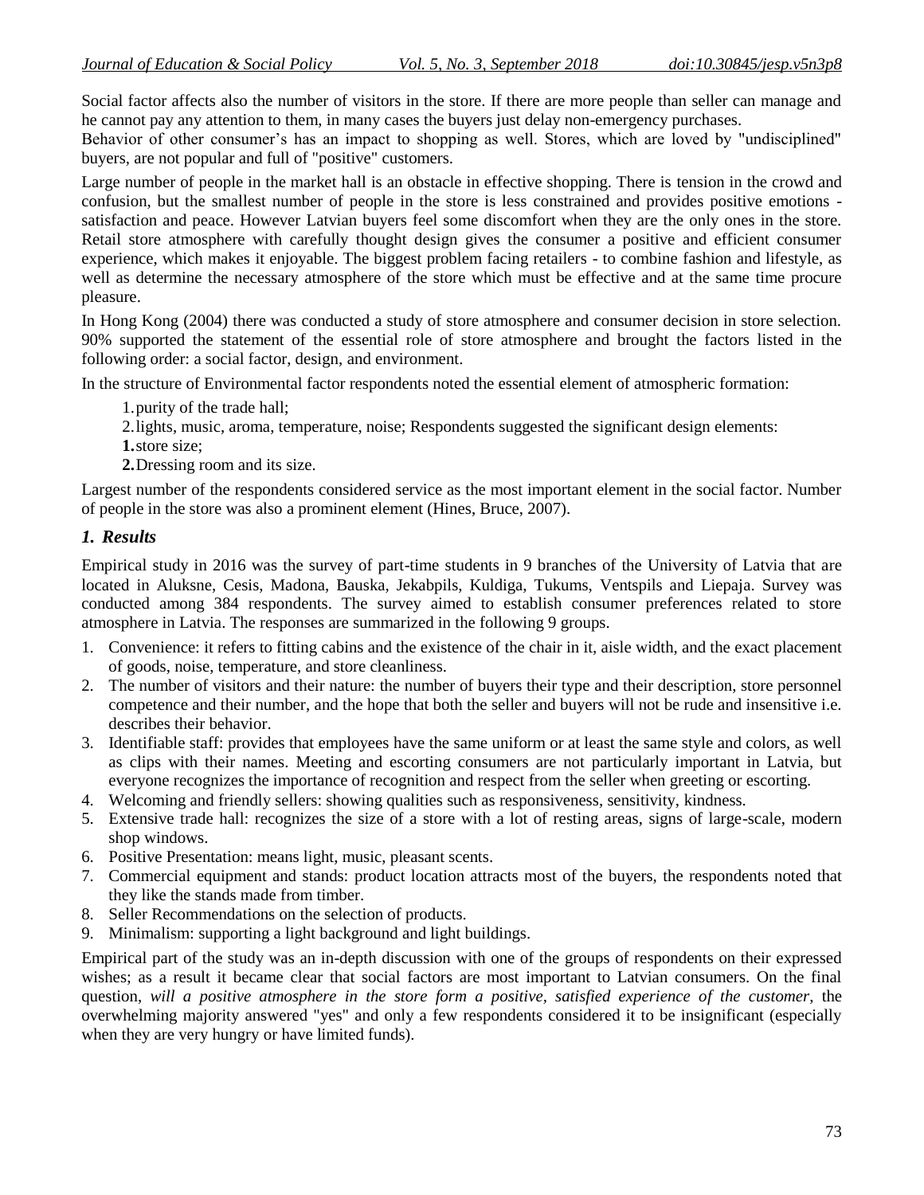Social factor affects also the number of visitors in the store. If there are more people than seller can manage and he cannot pay any attention to them, in many cases the buyers just delay non-emergency purchases.

Behavior of other consumer's has an impact to shopping as well. Stores, which are loved by "undisciplined" buyers, are not popular and full of "positive" customers.

Large number of people in the market hall is an obstacle in effective shopping. There is tension in the crowd and confusion, but the smallest number of people in the store is less constrained and provides positive emotions - satisfaction and peace. However Latvian buyers feel some discomfort when they are the only ones in the store. Retail store atmosphere with carefully thought design gives the consumer a positive and efficient consumer experience, which makes it enjoyable. The biggest problem facing retailers - to combine fashion and lifestyle, as well as determine the necessary atmosphere of the store which must be effective and at the same time procure pleasure.

In Hong Kong (2004) there was conducted a study of store atmosphere and consumer decision in store selection. 90% supported the statement of the essential role of store atmosphere and brought the factors listed in the following order: a social factor, design, and environment.

In the structure of Environmental factor respondents noted the essential element of atmospheric formation:

1. purity of the trade hall;
2. lights, music, aroma, temperature, noise; Respondents suggested the significant design elements:

**1.** store size;

**2.** Dressing room and its size.

Largest number of the respondents considered service as the most important element in the social factor. Number of people in the store was also a prominent element (Hines, Bruce, 2007).

## *1. Results*

Empirical study in 2016 was the survey of part-time students in 9 branches of the University of Latvia that are located in Aluksne, Cesis, Madona, Bauska, Jekabpils, Kuldiga, Tukums, Ventspils and Liepaja. Survey was conducted among 384 respondents. The survey aimed to establish consumer preferences related to store atmosphere in Latvia. The responses are summarized in the following 9 groups.

1. Convenience: it refers to fitting cabins and the existence of the chair in it, aisle width, and the exact placement of goods, noise, temperature, and store cleanliness.
2. The number of visitors and their nature: the number of buyers their type and their description, store personnel competence and their number, and the hope that both the seller and buyers will not be rude and insensitive i.e. describes their behavior.
3. Identifiable staff: provides that employees have the same uniform or at least the same style and colors, as well as clips with their names. Meeting and escorting consumers are not particularly important in Latvia, but everyone recognizes the importance of recognition and respect from the seller when greeting or escorting.
4. Welcoming and friendly sellers: showing qualities such as responsiveness, sensitivity, kindness.
5. Extensive trade hall: recognizes the size of a store with a lot of resting areas, signs of large-scale, modern shop windows.
6. Positive Presentation: means light, music, pleasant scents.
7. Commercial equipment and stands: product location attracts most of the buyers, the respondents noted that they like the stands made from timber.
8. Seller Recommendations on the selection of products.
9. Minimalism: supporting a light background and light buildings.

Empirical part of the study was an in-depth discussion with one of the groups of respondents on their expressed wishes; as a result it became clear that social factors are most important to Latvian consumers. On the final question, *will a positive atmosphere in the store form a positive, satisfied experience of the customer*, the overwhelming majority answered "yes" and only a few respondents considered it to be insignificant (especially when they are very hungry or have limited funds).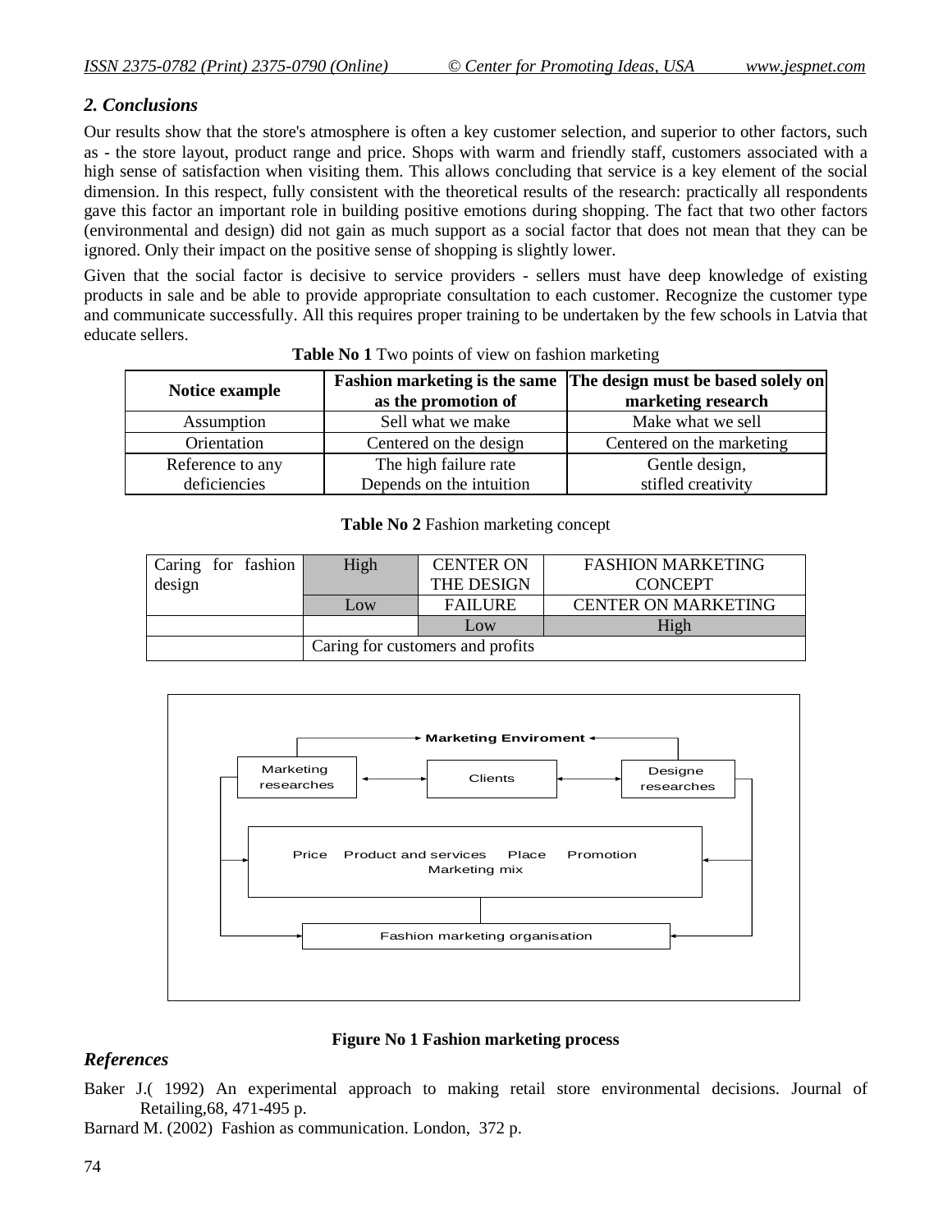## 2. Conclusions

Our results show that the store's atmosphere is often a key customer selection, and superior to other factors, such as - the store layout, product range and price. Shops with warm and friendly staff, customers associated with a high sense of satisfaction when visiting them. This allows concluding that service is a key element of the social dimension. In this respect, fully consistent with the theoretical results of the research: practically all respondents gave this factor an important role in building positive emotions during shopping. The fact that two other factors (environmental and design) did not gain as much support as a social factor that does not mean that they can be ignored. Only their impact on the positive sense of shopping is slightly lower.

Given that the social factor is decisive to service providers - sellers must have deep knowledge of existing products in sale and be able to provide appropriate consultation to each customer. Recognize the customer type and communicate successfully. All this requires proper training to be undertaken by the few schools in Latvia that educate sellers.

**Table No 1** Two points of view on fashion marketing

| Notice example | Fashion marketing is the same as the promotion of | The design must be based solely on marketing research |
|---|---|---|
| Assumption | Sell what we make | Make what we sell |
| Orientation | Centered on the design | Centered on the marketing |
| Reference to any deficiencies | The high failure rate Depends on the intuition | Gentle design, stifled creativity |

**Table No 2** Fashion marketing concept

| | | | |
|---|---|---|---|
| Caring for fashion design | High | CENTER ON THE DESIGN | FASHION MARKETING CONCEPT |
| | Low | FAILURE | CENTER ON MARKETING |
| | | Low | High |
| | Caring for customers and profits | | |

Marketing Enviroment

Marketing researches

Clients

Designe researches

Price Product and services Place Promotion
Marketing mix

Fashion marketing organisation

**Figure No 1 Fashion marketing process**

## References

Baker J.( 1992) An experimental approach to making retail store environmental decisions. Journal of Retailing,68, 471-495 p.

Barnard M. (2002) Fashion as communication. London, 372 p.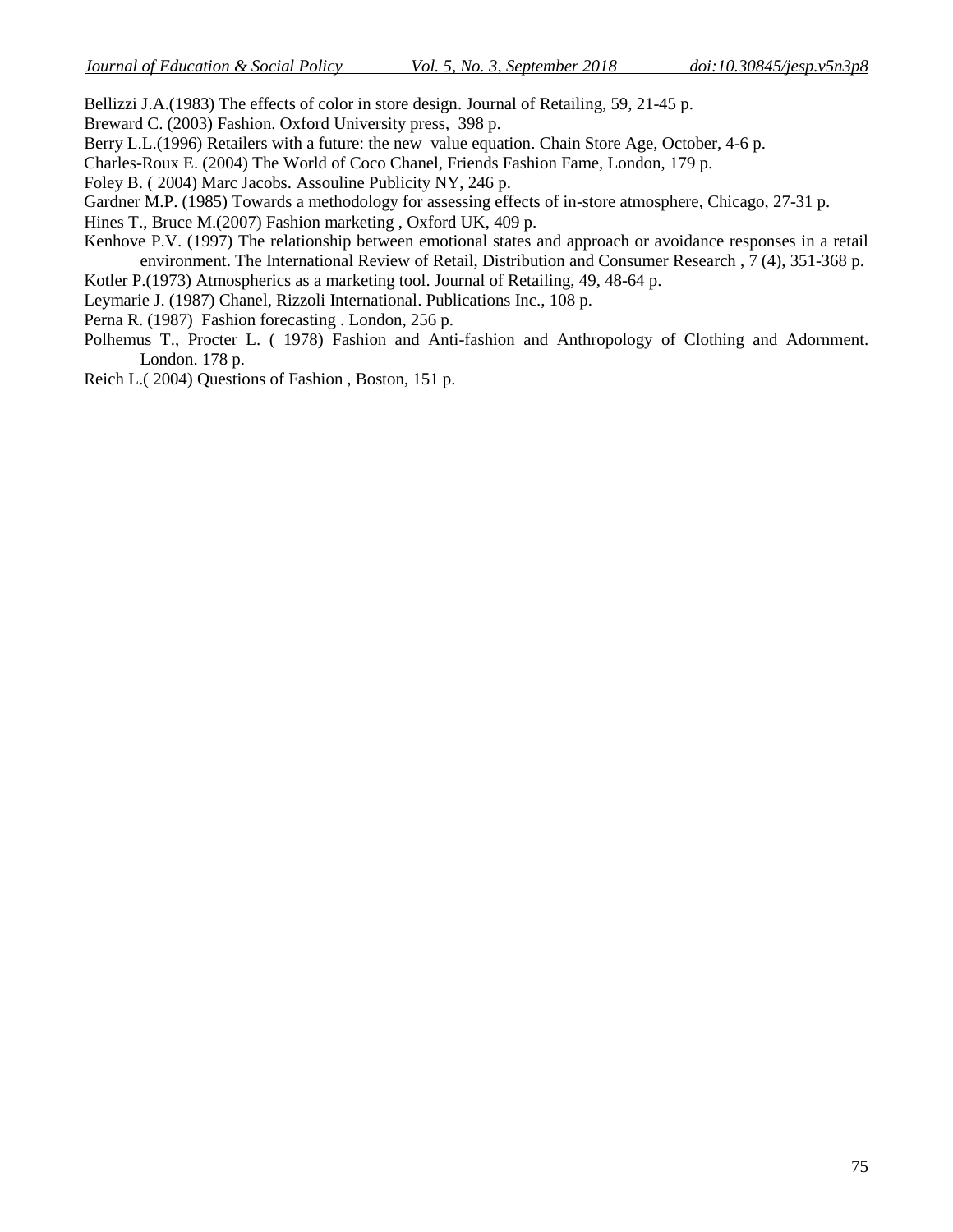Bellizzi J.A.(1983) The effects of color in store design. Journal of Retailing, 59, 21-45 p.

Breward C. (2003) Fashion. Oxford University press, 398 p.

Berry L.L.(1996) Retailers with a future: the new value equation. Chain Store Age, October, 4-6 p.

Charles-Roux E. (2004) The World of Coco Chanel, Friends Fashion Fame, London, 179 p.

Foley B. ( 2004) Marc Jacobs. Assouline Publicity NY, 246 p.

Gardner M.P. (1985) Towards a methodology for assessing effects of in-store atmosphere, Chicago, 27-31 p.

Hines T., Bruce M.(2007) Fashion marketing , Oxford UK, 409 p.

Kenhove P.V. (1997) The relationship between emotional states and approach or avoidance responses in a retail environment. The International Review of Retail, Distribution and Consumer Research , 7 (4), 351-368 p.

Kotler P.(1973) Atmospherics as a marketing tool. Journal of Retailing, 49, 48-64 p.

Leymarie J. (1987) Chanel, Rizzoli International. Publications Inc., 108 p.

Perna R. (1987) Fashion forecasting . London, 256 p.

Polhemus T., Procter L. ( 1978) Fashion and Anti-fashion and Anthropology of Clothing and Adornment. London. 178 p.

Reich L.( 2004) Questions of Fashion , Boston, 151 p.